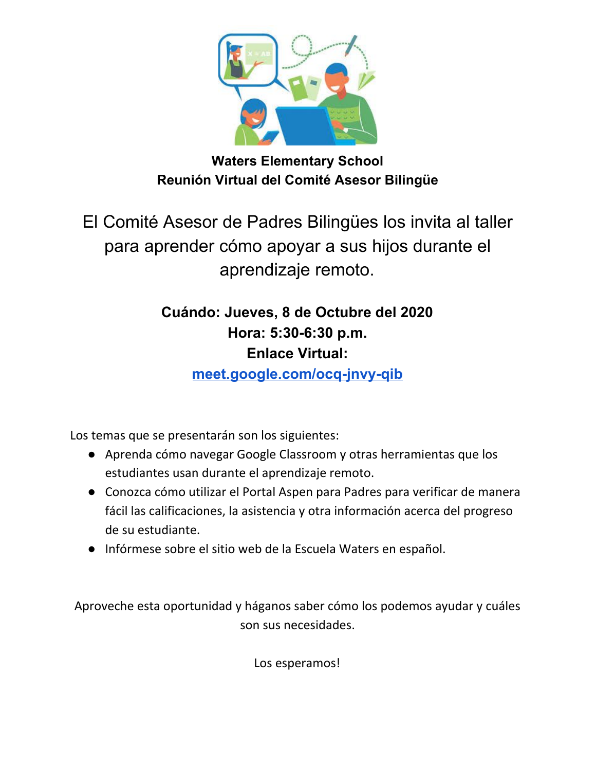**Waters Elementary School**
**Reunión Virtual del Comité Asesor Bilingüe**

El Comité Asesor de Padres Bilingües los invita al taller para aprender cómo apoyar a sus hijos durante el aprendizaje remoto.

**Cuándo: Jueves, 8 de Octubre del 2020**
**Hora: 5:30-6:30 p.m.**
**Enlace Virtual:**
**meet.google.com/ocq-jnvy-qib**

Los temas que se presentarán son los siguientes:

- Aprenda cómo navegar Google Classroom y otras herramientas que los estudiantes usan durante el aprendizaje remoto.
- Conozca cómo utilizar el Portal Aspen para Padres para verificar de manera fácil las calificaciones, la asistencia y otra información acerca del progreso de su estudiante.
- Infórmese sobre el sitio web de la Escuela Waters en español.

Aproveche esta oportunidad y háganos saber cómo los podemos ayudar y cuáles son sus necesidades.

Los esperamos!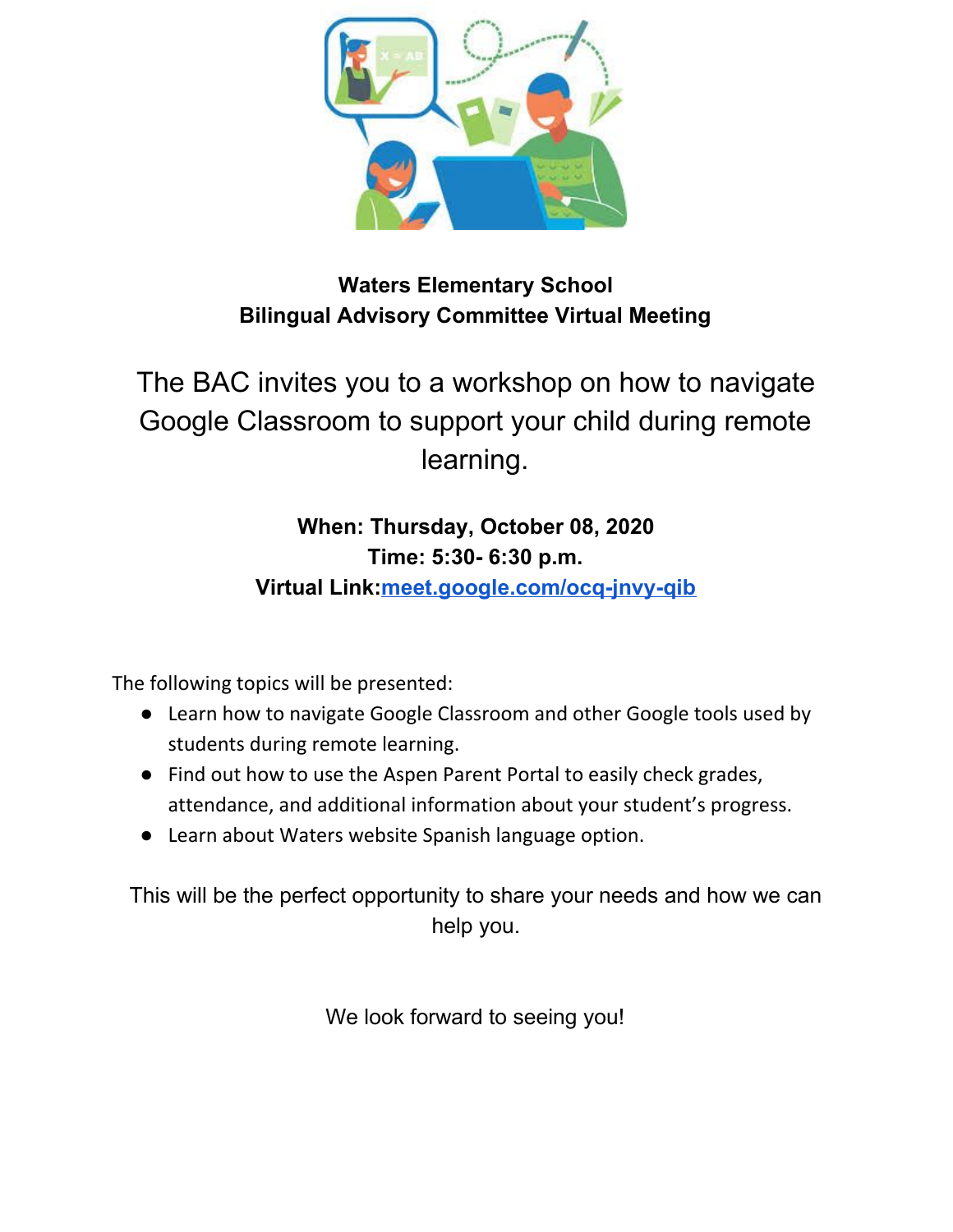**Waters Elementary School**
**Bilingual Advisory Committee Virtual Meeting**

The BAC invites you to a workshop on how to navigate Google Classroom to support your child during remote learning.

**When: Thursday, October 08, 2020**
**Time: 5:30- 6:30 p.m.**
**Virtual Link:[meet.google.com/ocq-jnvy-qib](meet.google.com/ocq-jnvy-qib)**

The following topics will be presented:

- Learn how to navigate Google Classroom and other Google tools used by students during remote learning.
- Find out how to use the Aspen Parent Portal to easily check grades, attendance, and additional information about your student's progress.
- Learn about Waters website Spanish language option.

This will be the perfect opportunity to share your needs and how we can help you.

We look forward to seeing you!